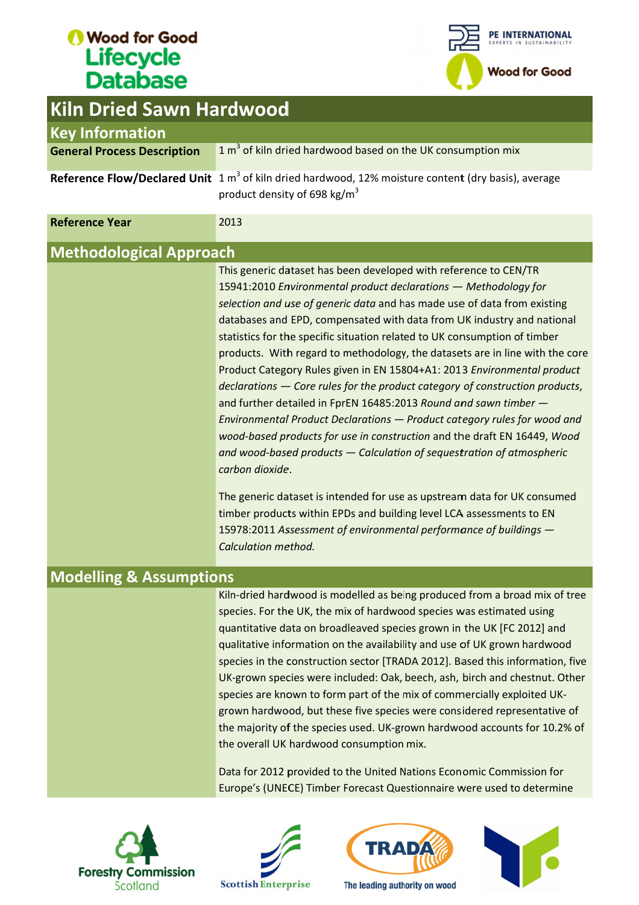# Kiln Dried Sawn Hardwood

## Key Information

| | |
|---|---|
| **General Process Description** | 1 $m^3$ of kiln dried hardwood based on the UK consumption mix |
| **Reference Flow/Declared Unit** | 1 $m^3$ of kiln dried hardwood, 12% moisture content (dry basis), average product density of 698 $kg/m^3$ |
| **Reference Year** | 2013 |

## Methodological Approach

This generic dataset has been developed with reference to CEN/TR 15941:2010 *Environmental product declarations — Methodology for selection and use of generic data* and has made use of data from existing databases and EPD, compensated with data from UK industry and national statistics for the specific situation related to UK consumption of timber products. With regard to methodology, the datasets are in line with the core Product Category Rules given in EN 15804+A1: 2013 *Environmental product declarations — Core rules for the product category of construction products*, and further detailed in FprEN 16485:2013 *Round and sawn timber — Environmental Product Declarations — Product category rules for wood and wood-based products for use in construction* and the draft EN 16449, *Wood and wood-based products — Calculation of sequestration of atmospheric carbon dioxide*.

The generic dataset is intended for use as upstream data for UK consumed timber products within EPDs and building level LCA assessments to EN 15978:2011 *Assessment of environmental performance of buildings — Calculation method.*

## Modelling & Assumptions

Kiln-dried hardwood is modelled as being produced from a broad mix of tree species. For the UK, the mix of hardwood species was estimated using quantitative data on broadleaved species grown in the UK [FC 2012] and qualitative information on the availability and use of UK grown hardwood species in the construction sector [TRADA 2012]. Based this information, five UK-grown species were included: Oak, beech, ash, birch and chestnut. Other species are known to form part of the mix of commercially exploited UK-grown hardwood, but these five species were considered representative of the majority of the species used. UK-grown hardwood accounts for 10.2% of the overall UK hardwood consumption mix.

Data for 2012 provided to the United Nations Economic Commission for Europe's (UNECE) Timber Forecast Questionnaire were used to determine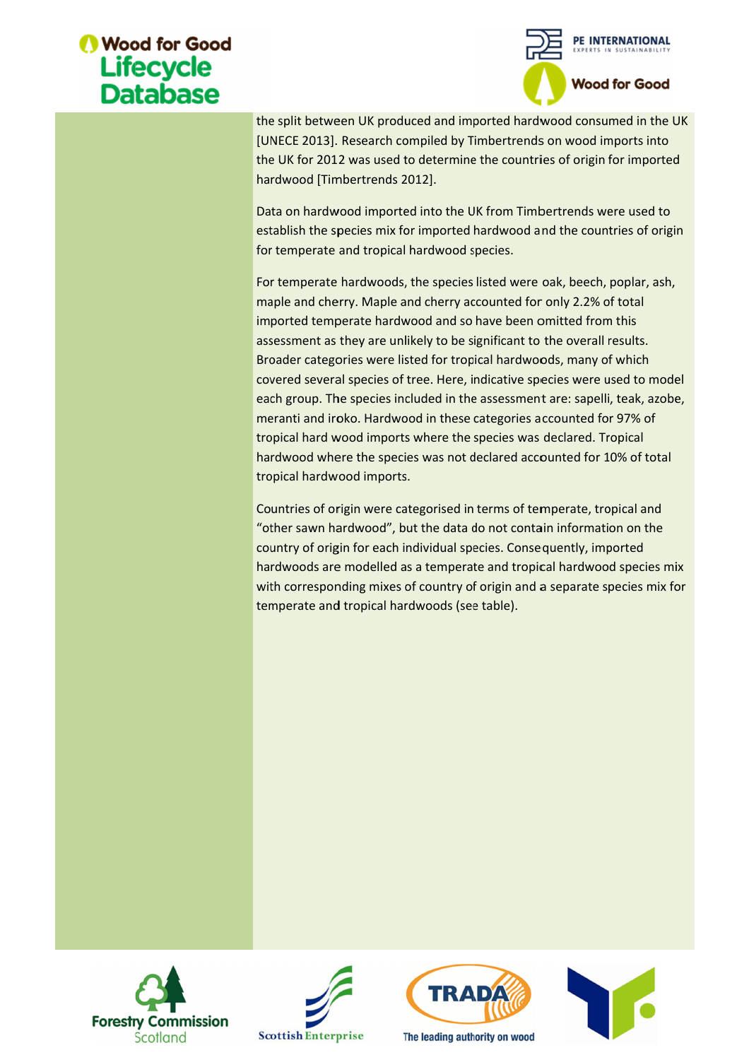the split between UK produced and imported hardwood consumed in the UK [UNECE 2013]. Research compiled by Timbertrends on wood imports into the UK for 2012 was used to determine the countries of origin for imported hardwood [Timbertrends 2012].

Data on hardwood imported into the UK from Timbertrends were used to establish the species mix for imported hardwood and the countries of origin for temperate and tropical hardwood species.

For temperate hardwoods, the species listed were oak, beech, poplar, ash, maple and cherry. Maple and cherry accounted for only 2.2% of total imported temperate hardwood and so have been omitted from this assessment as they are unlikely to be significant to the overall results. Broader categories were listed for tropical hardwoods, many of which covered several species of tree. Here, indicative species were used to model each group. The species included in the assessment are: sapelli, teak, azobe, meranti and iroko. Hardwood in these categories accounted for 97% of tropical hard wood imports where the species was declared. Tropical hardwood where the species was not declared accounted for 10% of total tropical hardwood imports.

Countries of origin were categorised in terms of temperate, tropical and “other sawn hardwood”, but the data do not contain information on the country of origin for each individual species. Consequently, imported hardwoods are modelled as a temperate and tropical hardwood species mix with corresponding mixes of country of origin and a separate species mix for temperate and tropical hardwoods (see table).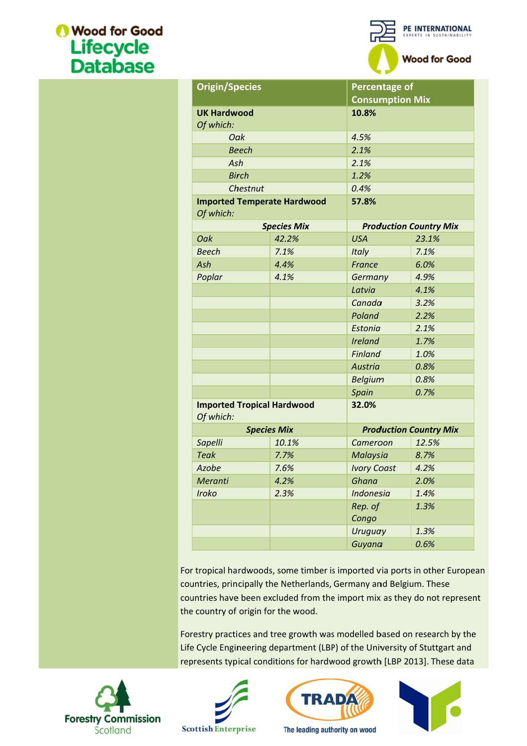| Origin/Species | | Percentage of Consumption Mix | |
|---|---|---|---|
| **UK Hardwood** *Of which:* | | **10.8%** | |
| *Oak* | | *4.5%* | |
| *Beech* | | *2.1%* | |
| *Ash* | | *2.1%* | |
| *Birch* | | *1.2%* | |
| *Chestnut* | | *0.4%* | |
| **Imported Temperate Hardwood** *Of which:* | | **57.8%** | |
| ***Species Mix*** | | ***Production Country Mix*** | |
| *Oak* | *42.2%* | *USA* | *23.1%* |
| *Beech* | *7.1%* | *Italy* | *7.1%* |
| *Ash* | *4.4%* | *France* | *6.0%* |
| *Poplar* | *4.1%* | *Germany* | *4.9%* |
| | | *Latvia* | *4.1%* |
| | | *Canada* | *3.2%* |
| | | *Poland* | *2.2%* |
| | | *Estonia* | *2.1%* |
| | | *Ireland* | *1.7%* |
| | | *Finland* | *1.0%* |
| | | *Austria* | *0.8%* |
| | | *Belgium* | *0.8%* |
| | | *Spain* | *0.7%* |
| **Imported Tropical Hardwood** *Of which:* | | **32.0%** | |
| ***Species Mix*** | | ***Production Country Mix*** | |
| *Sapelli* | *10.1%* | *Cameroon* | *12.5%* |
| *Teak* | *7.7%* | *Malaysia* | *8.7%* |
| *Azobe* | *7.6%* | *Ivory Coast* | *4.2%* |
| *Meranti* | *4.2%* | *Ghana* | *2.0%* |
| *Iroko* | *2.3%* | *Indonesia* | *1.4%* |
| | | *Rep. of Congo* | *1.3%* |
| | | *Uruguay* | *1.3%* |
| | | *Guyana* | *0.6%* |

For tropical hardwoods, some timber is imported via ports in other European countries, principally the Netherlands, Germany and Belgium. These countries have been excluded from the import mix as they do not represent the country of origin for the wood.

Forestry practices and tree growth was modelled based on research by the Life Cycle Engineering department (LBP) of the University of Stuttgart and represents typical conditions for hardwood growth [LBP 2013]. These data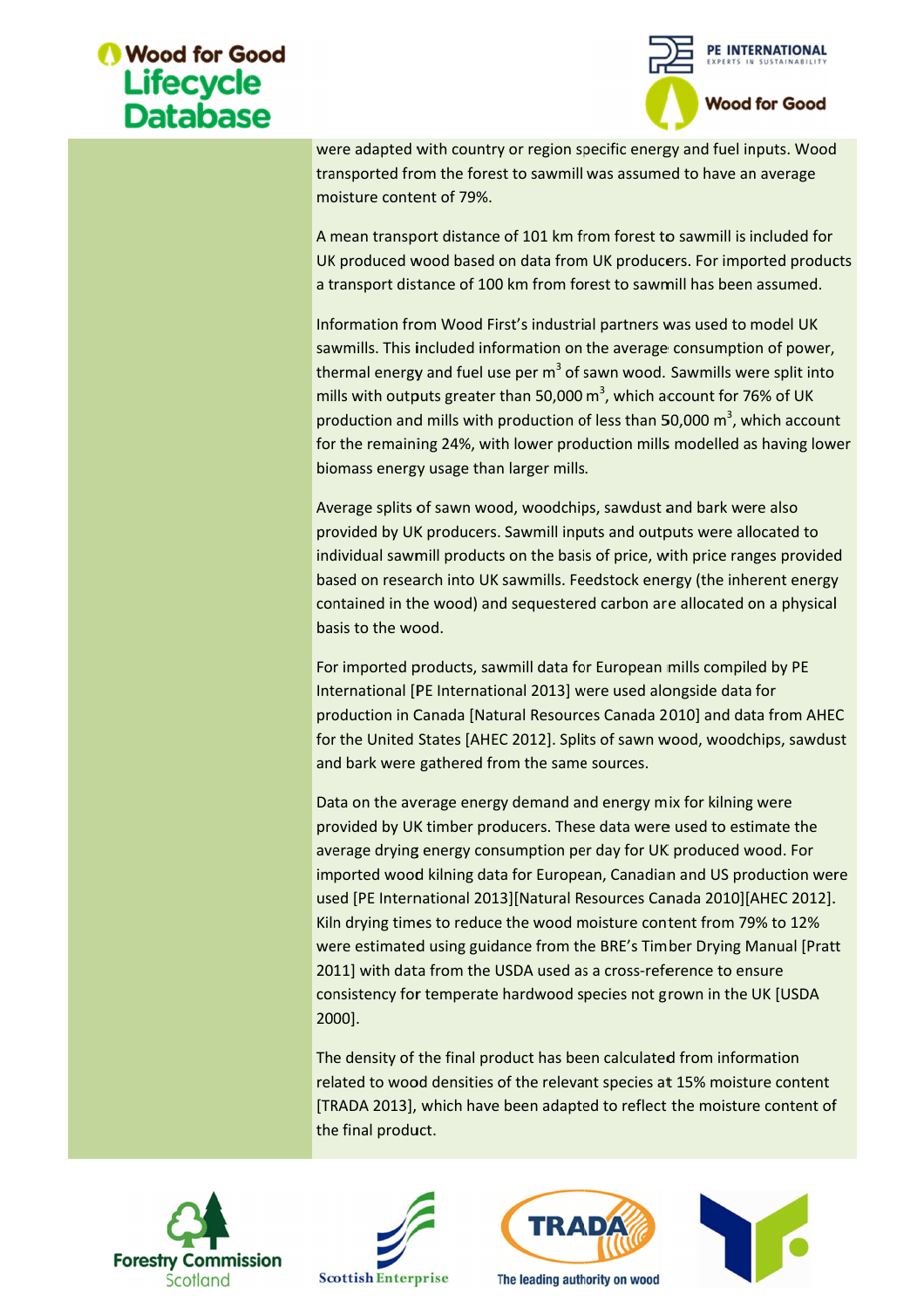were adapted with country or region specific energy and fuel inputs. Wood transported from the forest to sawmill was assumed to have an average moisture content of 79%.

A mean transport distance of 101 km from forest to sawmill is included for UK produced wood based on data from UK producers. For imported products a transport distance of 100 km from forest to sawmill has been assumed.

Information from Wood First's industrial partners was used to model UK sawmills. This included information on the average consumption of power, thermal energy and fuel use per $m^3$ of sawn wood. Sawmills were split into mills with outputs greater than 50,000 $m^3$, which account for 76% of UK production and mills with production of less than 50,000 $m^3$, which account for the remaining 24%, with lower production mills modelled as having lower biomass energy usage than larger mills.

Average splits of sawn wood, woodchips, sawdust and bark were also provided by UK producers. Sawmill inputs and outputs were allocated to individual sawmill products on the basis of price, with price ranges provided based on research into UK sawmills. Feedstock energy (the inherent energy contained in the wood) and sequestered carbon are allocated on a physical basis to the wood.

For imported products, sawmill data for European mills compiled by PE International [PE International 2013] were used alongside data for production in Canada [Natural Resources Canada 2010] and data from AHEC for the United States [AHEC 2012]. Splits of sawn wood, woodchips, sawdust and bark were gathered from the same sources.

Data on the average energy demand and energy mix for kilning were provided by UK timber producers. These data were used to estimate the average drying energy consumption per day for UK produced wood. For imported wood kilning data for European, Canadian and US production were used [PE International 2013][Natural Resources Canada 2010][AHEC 2012]. Kiln drying times to reduce the wood moisture content from 79% to 12% were estimated using guidance from the BRE's Timber Drying Manual [Pratt 2011] with data from the USDA used as a cross-reference to ensure consistency for temperate hardwood species not grown in the UK [USDA 2000].

The density of the final product has been calculated from information related to wood densities of the relevant species at 15% moisture content [TRADA 2013], which have been adapted to reflect the moisture content of the final product.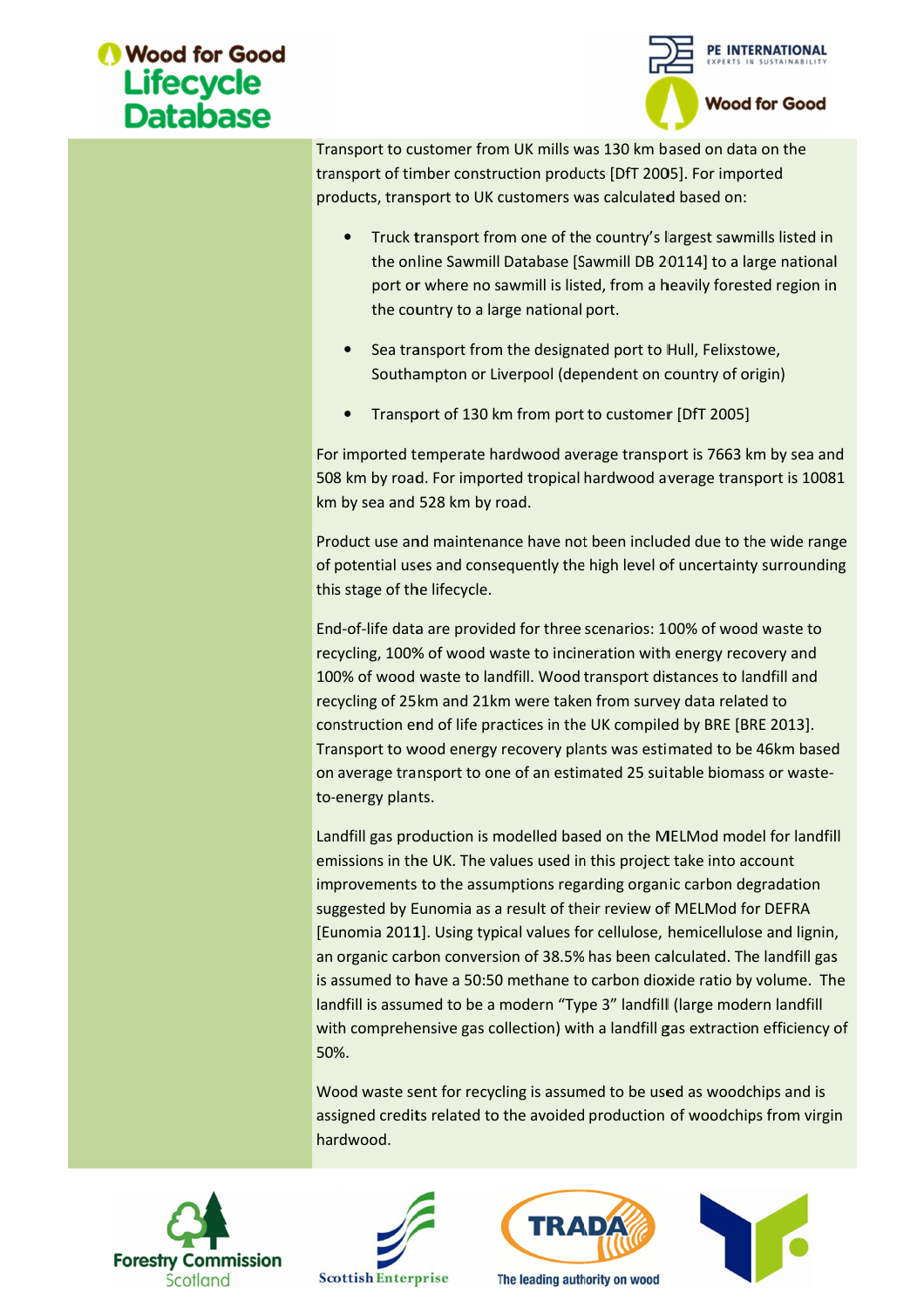Transport to customer from UK mills was 130 km based on data on the transport of timber construction products [DfT 2005]. For imported products, transport to UK customers was calculated based on:

- Truck transport from one of the country's largest sawmills listed in the online Sawmill Database [Sawmill DB 20114] to a large national port or where no sawmill is listed, from a heavily forested region in the country to a large national port.
- Sea transport from the designated port to Hull, Felixstowe, Southampton or Liverpool (dependent on country of origin)
- Transport of 130 km from port to customer [DfT 2005]

For imported temperate hardwood average transport is 7663 km by sea and 508 km by road. For imported tropical hardwood average transport is 10081 km by sea and 528 km by road.

Product use and maintenance have not been included due to the wide range of potential uses and consequently the high level of uncertainty surrounding this stage of the lifecycle.

End-of-life data are provided for three scenarios: 100% of wood waste to recycling, 100% of wood waste to incineration with energy recovery and 100% of wood waste to landfill. Wood transport distances to landfill and recycling of 25km and 21km were taken from survey data related to construction end of life practices in the UK compiled by BRE [BRE 2013]. Transport to wood energy recovery plants was estimated to be 46km based on average transport to one of an estimated 25 suitable biomass or waste-to-energy plants.

Landfill gas production is modelled based on the MELMod model for landfill emissions in the UK. The values used in this project take into account improvements to the assumptions regarding organic carbon degradation suggested by Eunomia as a result of their review of MELMod for DEFRA [Eunomia 2011]. Using typical values for cellulose, hemicellulose and lignin, an organic carbon conversion of 38.5% has been calculated. The landfill gas is assumed to have a 50:50 methane to carbon dioxide ratio by volume. The landfill is assumed to be a modern "Type 3" landfill (large modern landfill with comprehensive gas collection) with a landfill gas extraction efficiency of 50%.

Wood waste sent for recycling is assumed to be used as woodchips and is assigned credits related to the avoided production of woodchips from virgin hardwood.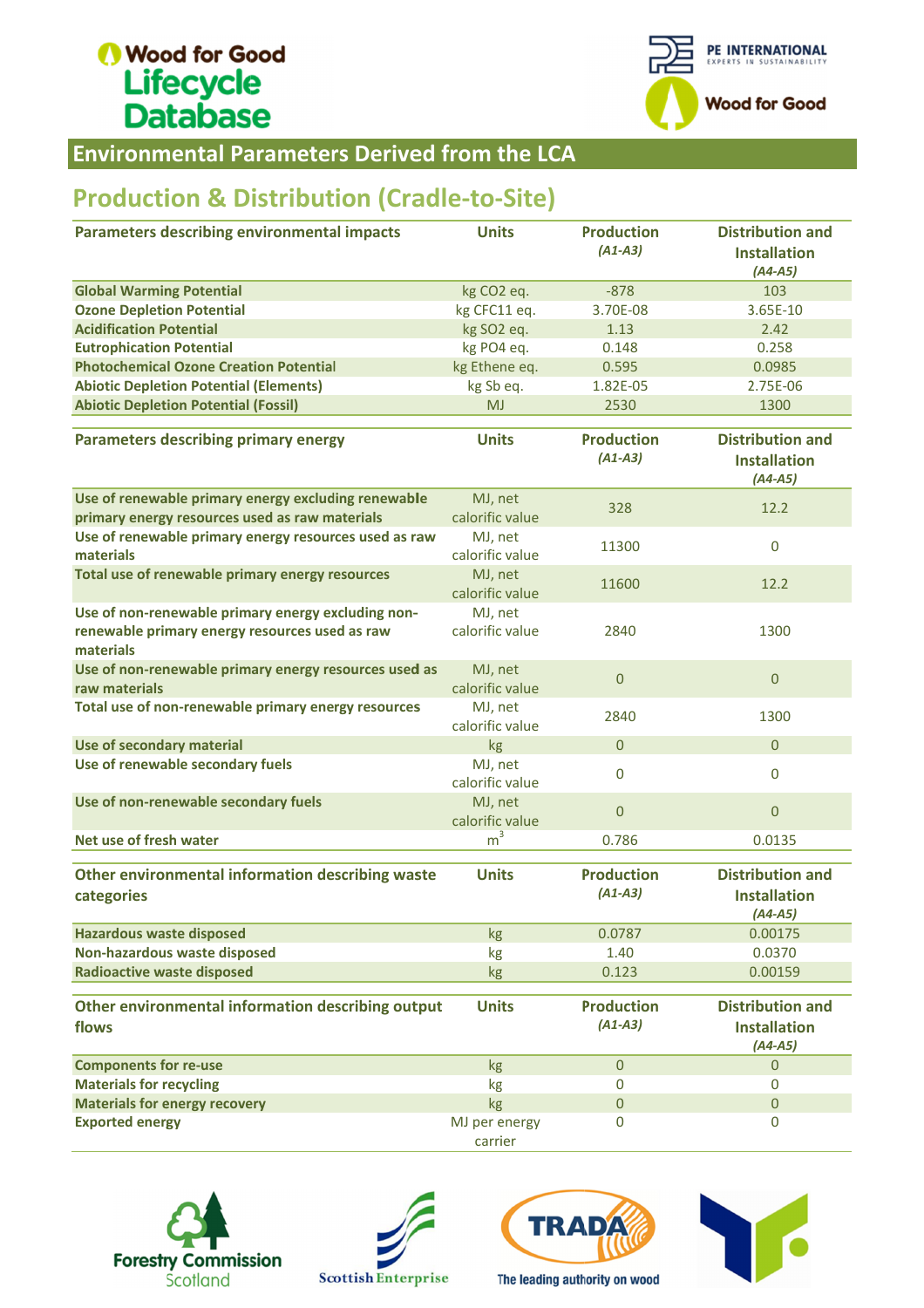## Environmental Parameters Derived from the LCA

## Production & Distribution (Cradle-to-Site)

| Parameters describing environmental impacts | Units | Production *(A1-A3)* | Distribution and Installation *(A4-A5)* |
|---|---|---|---|
| **Global Warming Potential** | kg $CO_2$ eq. | -878 | 103 |
| **Ozone Depletion Potential** | kg CFC11 eq. | 3.70E-08 | 3.65E-10 |
| **Acidification Potential** | kg $SO_2$ eq. | 1.13 | 2.42 |
| **Eutrophication Potential** | kg $PO_4$ eq. | 0.148 | 0.258 |
| **Photochemical Ozone Creation Potential** | kg Ethene eq. | 0.595 | 0.0985 |
| **Abiotic Depletion Potential (Elements)** | kg Sb eq. | 1.82E-05 | 2.75E-06 |
| **Abiotic Depletion Potential (Fossil)** | MJ | 2530 | 1300 |

| Parameters describing primary energy | Units | Production *(A1-A3)* | Distribution and Installation *(A4-A5)* |
|---|---|---|---|
| **Use of renewable primary energy excluding renewable primary energy resources used as raw materials** | MJ, net calorific value | 328 | 12.2 |
| **Use of renewable primary energy resources used as raw materials** | MJ, net calorific value | 11300 | 0 |
| **Total use of renewable primary energy resources** | MJ, net calorific value | 11600 | 12.2 |
| **Use of non-renewable primary energy excluding non-renewable primary energy resources used as raw materials** | MJ, net calorific value | 2840 | 1300 |
| **Use of non-renewable primary energy resources used as raw materials** | MJ, net calorific value | 0 | 0 |
| **Total use of non-renewable primary energy resources** | MJ, net calorific value | 2840 | 1300 |
| **Use of secondary material** | kg | 0 | 0 |
| **Use of renewable secondary fuels** | MJ, net calorific value | 0 | 0 |
| **Use of non-renewable secondary fuels** | MJ, net calorific value | 0 | 0 |
| **Net use of fresh water** | $m^3$ | 0.786 | 0.0135 |

| Other environmental information describing waste categories | Units | Production *(A1-A3)* | Distribution and Installation *(A4-A5)* |
|---|---|---|---|
| **Hazardous waste disposed** | kg | 0.0787 | 0.00175 |
| **Non-hazardous waste disposed** | kg | 1.40 | 0.0370 |
| **Radioactive waste disposed** | kg | 0.123 | 0.00159 |

| Other environmental information describing output flows | Units | Production *(A1-A3)* | Distribution and Installation *(A4-A5)* |
|---|---|---|---|
| **Components for re-use** | kg | 0 | 0 |
| **Materials for recycling** | kg | 0 | 0 |
| **Materials for energy recovery** | kg | 0 | 0 |
| **Exported energy** | MJ per energy carrier | 0 | 0 |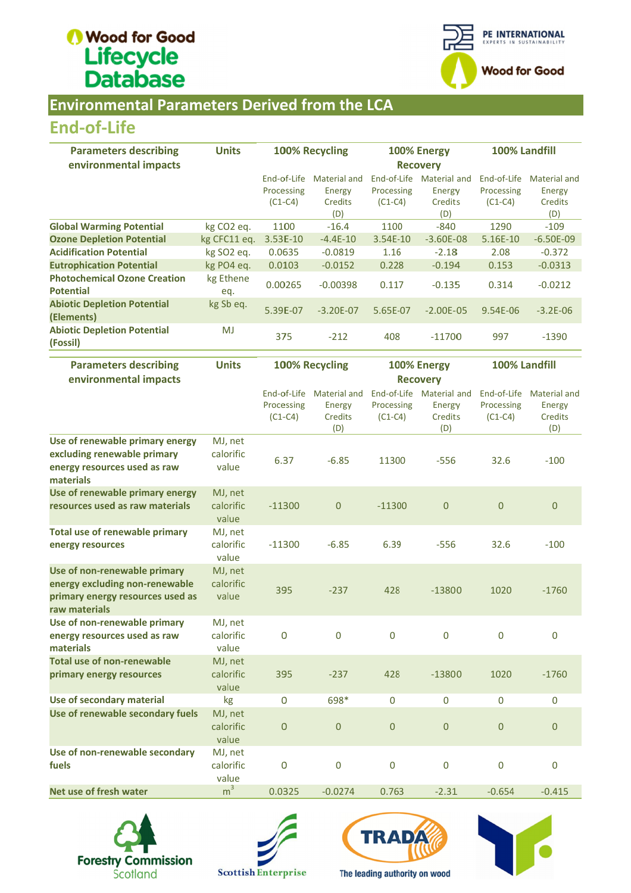## Environmental Parameters Derived from the LCA

### End-of-Life

| Parameters describing environmental impacts | Units | 100% Recycling | | 100% Energy Recovery | | 100% Landfill | |
|---|---|---|---|---|---|---|---|
| | | End-of-Life Processing (C1-C4) | Material and Energy Credits (D) | End-of-Life Processing (C1-C4) | Material and Energy Credits (D) | End-of-Life Processing (C1-C4) | Material and Energy Credits (D) |
| **Global Warming Potential** | kg CO2 eq. | 1100 | -16.4 | 1100 | -840 | 1290 | -109 |
| **Ozone Depletion Potential** | kg CFC11 eq. | 3.53E-10 | -4.4E-10 | 3.54E-10 | -3.60E-08 | 5.16E-10 | -6.50E-09 |
| **Acidification Potential** | kg SO2 eq. | 0.0635 | -0.0819 | 1.16 | -2.18 | 2.08 | -0.372 |
| **Eutrophication Potential** | kg PO4 eq. | 0.0103 | -0.0152 | 0.228 | -0.194 | 0.153 | -0.0313 |
| **Photochemical Ozone Creation Potential** | kg Ethene eq. | 0.00265 | -0.00398 | 0.117 | -0.135 | 0.314 | -0.0212 |
| **Abiotic Depletion Potential (Elements)** | kg Sb eq. | 5.39E-07 | -3.20E-07 | 5.65E-07 | -2.00E-05 | 9.54E-06 | -3.2E-06 |
| **Abiotic Depletion Potential (Fossil)** | MJ | 375 | -212 | 408 | -11700 | 997 | -1390 |

| Parameters describing environmental impacts | Units | 100% Recycling | | 100% Energy Recovery | | 100% Landfill | |
|---|---|---|---|---|---|---|---|
| | | End-of-Life Processing (C1-C4) | Material and Energy Credits (D) | End-of-Life Processing (C1-C4) | Material and Energy Credits (D) | End-of-Life Processing (C1-C4) | Material and Energy Credits (D) |
| **Use of renewable primary energy excluding renewable primary energy resources used as raw materials** | MJ, net calorific value | 6.37 | -6.85 | 11300 | -556 | 32.6 | -100 |
| **Use of renewable primary energy resources used as raw materials** | MJ, net calorific value | -11300 | 0 | -11300 | 0 | 0 | 0 |
| **Total use of renewable primary energy resources** | MJ, net calorific value | -11300 | -6.85 | 6.39 | -556 | 32.6 | -100 |
| **Use of non-renewable primary energy excluding non-renewable primary energy resources used as raw materials** | MJ, net calorific value | 395 | -237 | 428 | -13800 | 1020 | -1760 |
| **Use of non-renewable primary energy resources used as raw materials** | MJ, net calorific value | 0 | 0 | 0 | 0 | 0 | 0 |
| **Total use of non-renewable primary energy resources** | MJ, net calorific value | 395 | -237 | 428 | -13800 | 1020 | -1760 |
| **Use of secondary material** | kg | 0 | 698* | 0 | 0 | 0 | 0 |
| **Use of renewable secondary fuels** | MJ, net calorific value | 0 | 0 | 0 | 0 | 0 | 0 |
| **Use of non-renewable secondary fuels** | MJ, net calorific value | 0 | 0 | 0 | 0 | 0 | 0 |
| **Net use of fresh water** | $m^3$ | 0.0325 | -0.0274 | 0.763 | -2.31 | -0.654 | -0.415 |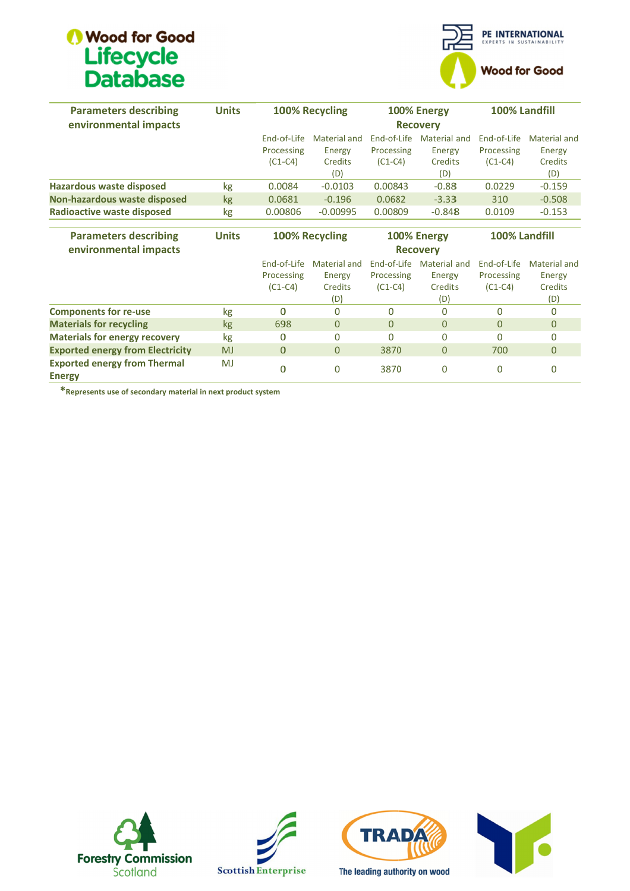| Parameters describing environmental impacts | Units | 100% Recycling | | 100% Energy Recovery | | 100% Landfill | |
|---|---|---|---|---|---|---|---|
| | | End-of-Life Processing (C1-C4) | Material and Energy Credits (D) | End-of-Life Processing (C1-C4) | Material and Energy Credits (D) | End-of-Life Processing (C1-C4) | Material and Energy Credits (D) |
| **Hazardous waste disposed** | kg | 0.0084 | -0.0103 | 0.00843 | -0.88 | 0.0229 | -0.159 |
| **Non-hazardous waste disposed** | kg | 0.0681 | -0.196 | 0.0682 | -3.33 | 310 | -0.508 |
| **Radioactive waste disposed** | kg | 0.00806 | -0.00995 | 0.00809 | -0.848 | 0.0109 | -0.153 |

| Parameters describing environmental impacts | Units | 100% Recycling | | 100% Energy Recovery | | 100% Landfill | |
|---|---|---|---|---|---|---|---|
| | | End-of-Life Processing (C1-C4) | Material and Energy Credits (D) | End-of-Life Processing (C1-C4) | Material and Energy Credits (D) | End-of-Life Processing (C1-C4) | Material and Energy Credits (D) |
| **Components for re-use** | kg | 0 | 0 | 0 | 0 | 0 | 0 |
| **Materials for recycling** | kg | 698 | 0 | 0 | 0 | 0 | 0 |
| **Materials for energy recovery** | kg | 0 | 0 | 0 | 0 | 0 | 0 |
| **Exported energy from Electricity** | MJ | 0 | 0 | 3870 | 0 | 700 | 0 |
| **Exported energy from Thermal Energy** | MJ | 0 | 0 | 3870 | 0 | 0 | 0 |

***Represents use of secondary material in next product system**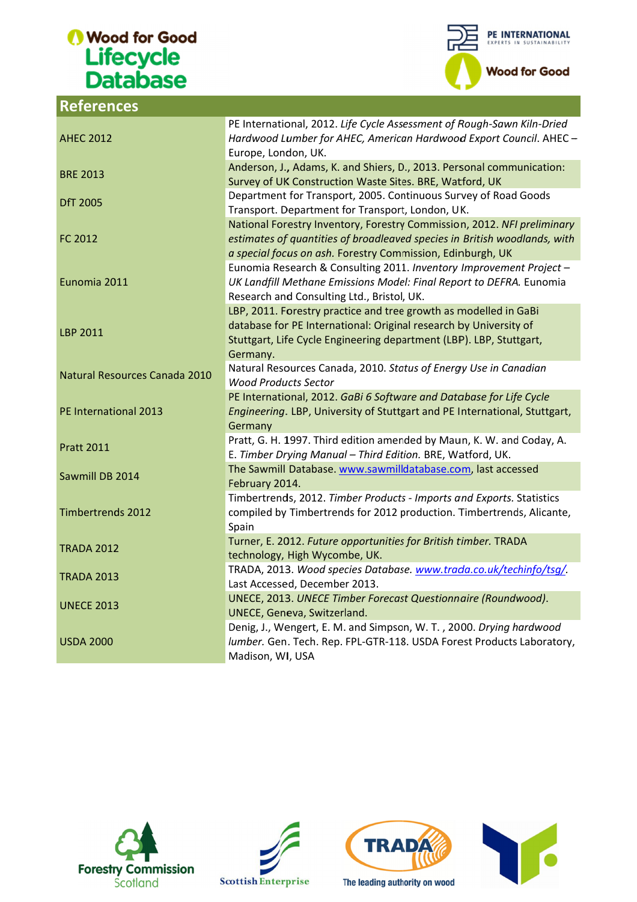## References

| | |
|---|---|
| AHEC 2012 | PE International, 2012. *Life Cycle Assessment of Rough-Sawn Kiln-Dried Hardwood Lumber for AHEC, American Hardwood Export Council*. AHEC – Europe, London, UK. |
| BRE 2013 | Anderson, J., Adams, K. and Shiers, D., 2013. Personal communication: Survey of UK Construction Waste Sites. BRE, Watford, UK |
| DfT 2005 | Department for Transport, 2005. Continuous Survey of Road Goods Transport. Department for Transport, London, UK. |
| FC 2012 | National Forestry Inventory, Forestry Commission, 2012. *NFI preliminary estimates of quantities of broadleaved species in British woodlands, with a special focus on ash*. Forestry Commission, Edinburgh, UK |
| Eunomia 2011 | Eunomia Research & Consulting 2011. *Inventory Improvement Project – UK Landfill Methane Emissions Model: Final Report to DEFRA.* Eunomia Research and Consulting Ltd., Bristol, UK. |
| LBP 2011 | LBP, 2011. Forestry practice and tree growth as modelled in GaBi database for PE International: Original research by University of Stuttgart, Life Cycle Engineering department (LBP). LBP, Stuttgart, Germany. |
| Natural Resources Canada 2010 | Natural Resources Canada, 2010. *Status of Energy Use in Canadian Wood Products Sector* |
| PE International 2013 | PE International, 2012. *GaBi 6 Software and Database for Life Cycle Engineering*. LBP, University of Stuttgart and PE International, Stuttgart, Germany |
| Pratt 2011 | Pratt, G. H. 1997. Third edition amended by Maun, K. W. and Coday, A. E. *Timber Drying Manual – Third Edition.* BRE, Watford, UK. |
| Sawmill DB 2014 | The Sawmill Database. www.sawmilldatabase.com, last accessed February 2014. |
| Timbertrends 2012 | Timbertrends, 2012. *Timber Products - Imports and Exports.* Statistics compiled by Timbertrends for 2012 production. Timbertrends, Alicante, Spain |
| TRADA 2012 | Turner, E. 2012. *Future opportunities for British timber.* TRADA technology, High Wycombe, UK. |
| TRADA 2013 | TRADA, 2013. *Wood species Database.* www.trada.co.uk/techinfo/tsg/. Last Accessed, December 2013. |
| UNECE 2013 | UNECE, 2013. *UNECE Timber Forecast Questionnaire (Roundwood).* UNECE, Geneva, Switzerland. |
| USDA 2000 | Denig, J., Wengert, E. M. and Simpson, W. T. , 2000. *Drying hardwood lumber.* Gen. Tech. Rep. FPL-GTR-118. USDA Forest Products Laboratory, Madison, WI, USA |